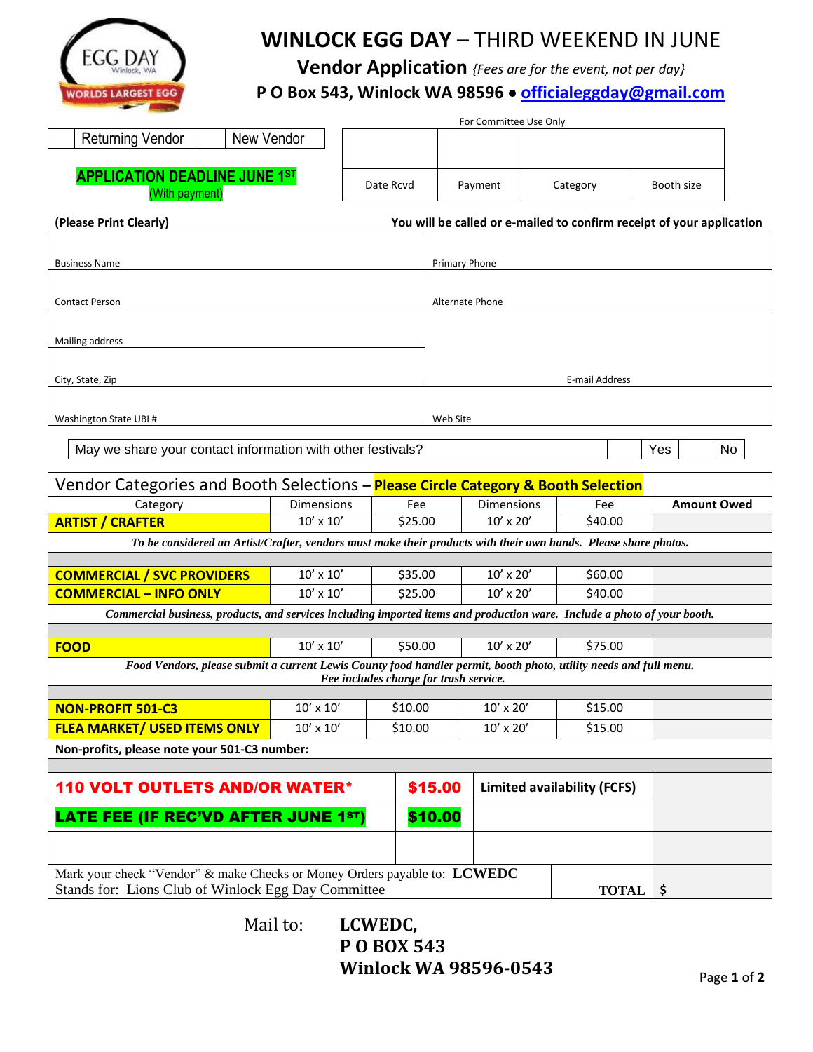# WINLOCK EGG DAY – THIRD WEEKEND IN JUNE

## Vendor Application *{Fees are for the event, not per day}*

**P O Box 543, Winlock WA 98596 • officialeggday@gmail.com**

| | Returning Vendor | | New Vendor |
|---|---|---|---|

**APPLICATION DEADLINE JUNE 1ST**
(With payment)

For Committee Use Only

| | | | |
|---|---|---|---|
| Date Rcvd | Payment | Category | Booth size |

**(Please Print Clearly)** **You will be called or e-mailed to confirm receipt of your application**

| | |
|---|---|
| Business Name | Primary Phone |
| Contact Person | Alternate Phone |
| Mailing address | |
| City, State, Zip | E-mail Address |
| Washington State UBI # | Web Site |

| May we share your contact information with other festivals? | | Yes | | No |
|---|---|---|---|---|

| Vendor Categories and Booth Selections – **Please Circle Category & Booth Selection** | | | | | |
|---|---|---|---|---|---|
| Category | Dimensions | Fee | Dimensions | Fee | **Amount Owed** |
| **ARTIST / CRAFTER** | 10' x 10' | $25.00 | 10' x 20' | $40.00 | |
| *To be considered an Artist/Crafter, vendors must make their products with their own hands. Please share photos.* | | | | | |
| **COMMERCIAL / SVC PROVIDERS** | 10' x 10' | $35.00 | 10' x 20' | $60.00 | |
| **COMMERCIAL – INFO ONLY** | 10' x 10' | $25.00 | 10' x 20' | $40.00 | |
| *Commercial business, products, and services including imported items and production ware. Include a photo of your booth.* | | | | | |
| **FOOD** | 10' x 10' | $50.00 | 10' x 20' | $75.00 | |
| *Food Vendors, please submit a current Lewis County food handler permit, booth photo, utility needs and full menu. Fee includes charge for trash service.* | | | | | |
| **NON-PROFIT 501-C3** | 10' x 10' | $10.00 | 10' x 20' | $15.00 | |
| **FLEA MARKET/ USED ITEMS ONLY** | 10' x 10' | $10.00 | 10' x 20' | $15.00 | |
| **Non-profits, please note your 501-C3 number:** | | | | | |
| **110 VOLT OUTLETS AND/OR WATER*** | | **$15.00** | **Limited availability (FCFS)** | | |
| **LATE FEE (IF REC'VD AFTER JUNE 1ST)** | | **$10.00** | | | |
| | | | | | |
| Mark your check "Vendor" & make Checks or Money Orders payable to: **LCWEDC** Stands for: Lions Club of Winlock Egg Day Committee | | | | **TOTAL** | **$** |

Mail to: **LCWEDC,**
**P O BOX 543**
**Winlock WA 98596-0543**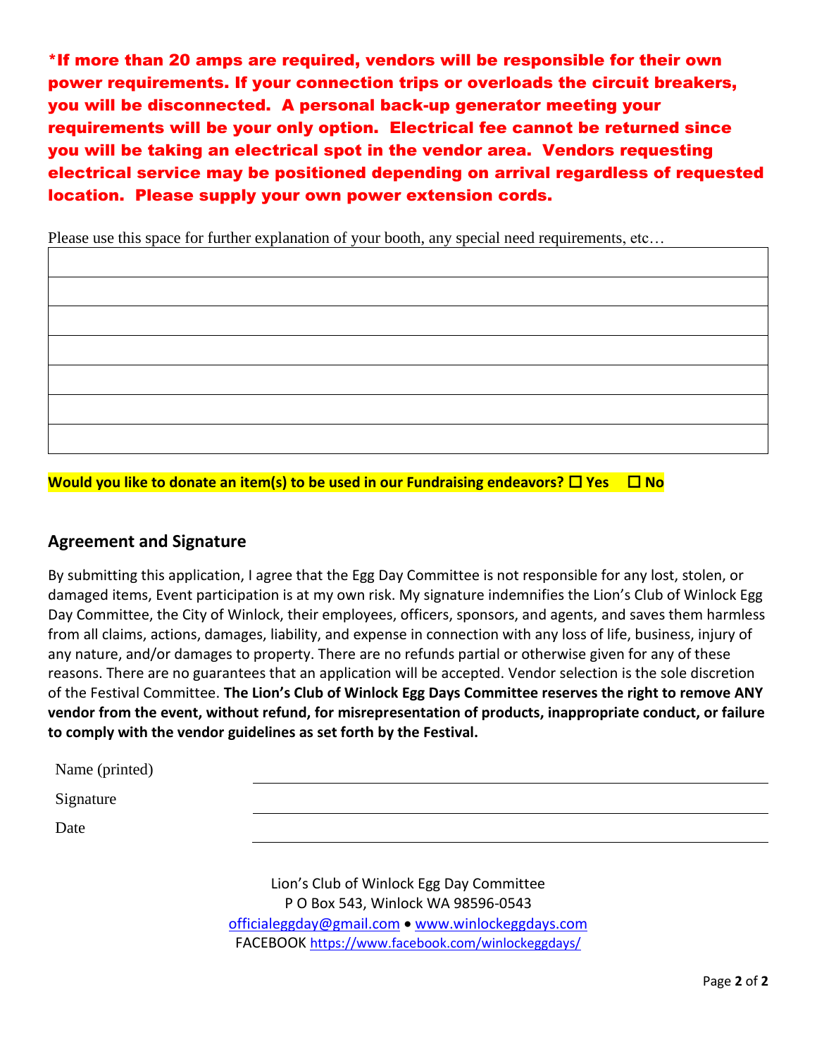**\*If more than 20 amps are required, vendors will be responsible for their own power requirements. If your connection trips or overloads the circuit breakers, you will be disconnected. A personal back-up generator meeting your requirements will be your only option. Electrical fee cannot be returned since you will be taking an electrical spot in the vendor area. Vendors requesting electrical service may be positioned depending on arrival regardless of requested location. Please supply your own power extension cords.**

Please use this space for further explanation of your booth, any special need requirements, etc…

| |
|---|
| |
| |
| |
| |
| |
| |
| |

**Would you like to donate an item(s) to be used in our Fundraising endeavors? ☐ Yes ☐ No**

## Agreement and Signature

By submitting this application, I agree that the Egg Day Committee is not responsible for any lost, stolen, or damaged items, Event participation is at my own risk. My signature indemnifies the Lion's Club of Winlock Egg Day Committee, the City of Winlock, their employees, officers, sponsors, and agents, and saves them harmless from all claims, actions, damages, liability, and expense in connection with any loss of life, business, injury of any nature, and/or damages to property. There are no refunds partial or otherwise given for any of these reasons. There are no guarantees that an application will be accepted. Vendor selection is the sole discretion of the Festival Committee. **The Lion's Club of Winlock Egg Days Committee reserves the right to remove ANY vendor from the event, without refund, for misrepresentation of products, inappropriate conduct, or failure to comply with the vendor guidelines as set forth by the Festival.**

Name (printed) ______________________________

Signature ______________________________

Date ______________________________

Lion's Club of Winlock Egg Day Committee
P O Box 543, Winlock WA 98596-0543
officialeggday@gmail.com • www.winlockeggdays.com
FACEBOOK https://www.facebook.com/winlockeggdays/